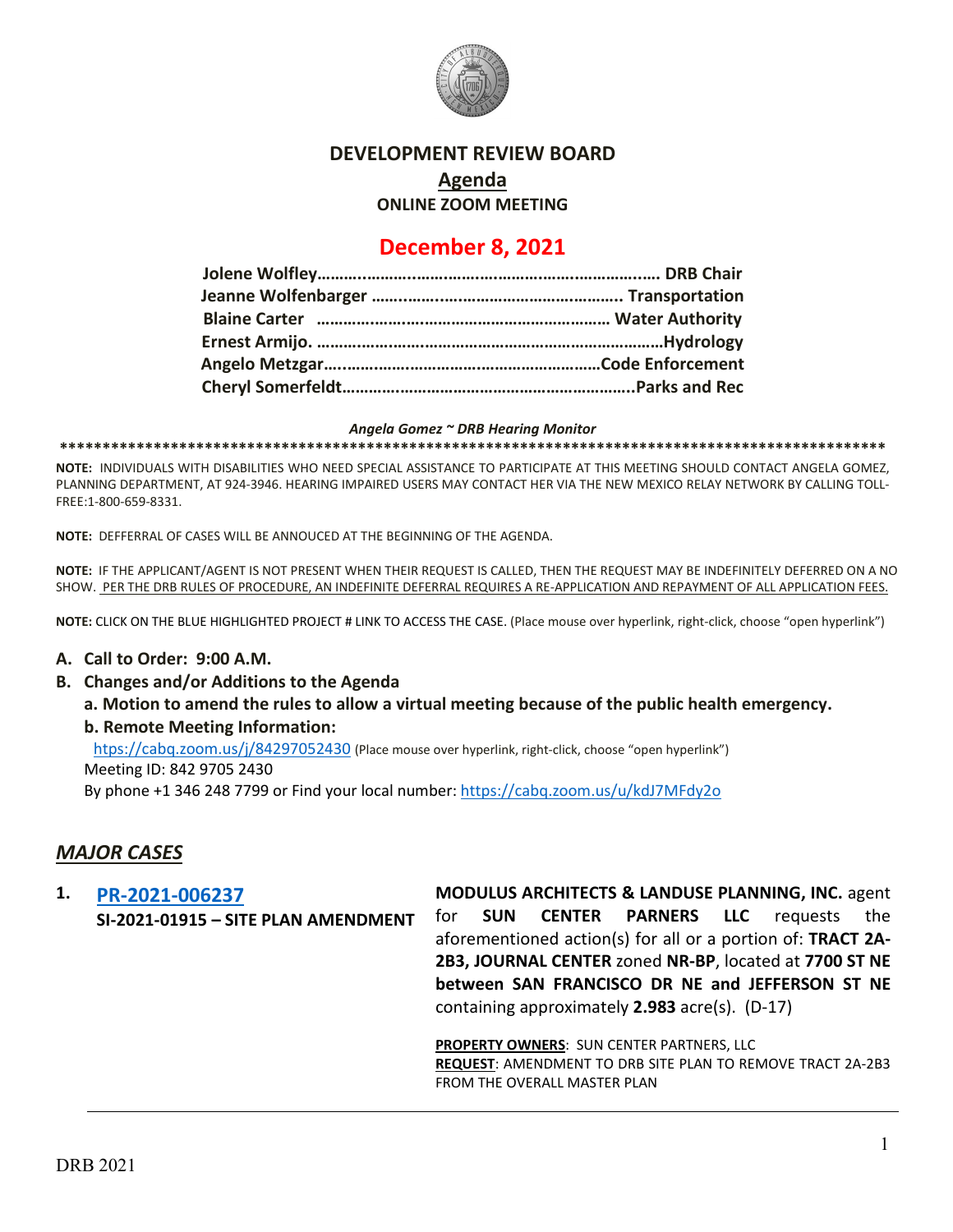# DEVELOPMENT REVIEW BOARD

## Agenda

### ONLINE ZOOM MEETING

## December 8, 2021

**Jolene Wolfley……………………………………………………………… DRB Chair**
**Jeanne Wolfenbarger ……………………………………………… Transportation**
**Blaine Carter ……………………………………………………… Water Authority**
**Ernest Armijo. ……………………………………………………………Hydrology**
**Angelo Metzgar……………………………………………………Code Enforcement**
**Cheryl Somerfeldt……………………………………………………..Parks and Rec**

***Angela Gomez ~ DRB Hearing Monitor***

**\*\*\*\*\*\*\*\*\*\*\*\*\*\*\*\*\*\*\*\*\*\*\*\*\*\*\*\*\*\*\*\*\*\*\*\*\*\*\*\*\*\*\*\*\*\*\*\*\*\*\*\*\*\*\*\*\*\*\*\*\*\*\*\*\*\*\*\*\*\*\*\*\*\*\*\*\*\*\*\*\*\*\*\*\*\*\*\*\*\*\*\*\*\*\*\*\*\*\*\***

**NOTE:** INDIVIDUALS WITH DISABILITIES WHO NEED SPECIAL ASSISTANCE TO PARTICIPATE AT THIS MEETING SHOULD CONTACT ANGELA GOMEZ, PLANNING DEPARTMENT, AT 924-3946. HEARING IMPAIRED USERS MAY CONTACT HER VIA THE NEW MEXICO RELAY NETWORK BY CALLING TOLL-FREE:1-800-659-8331.

**NOTE:** DEFFERRAL OF CASES WILL BE ANNOUCED AT THE BEGINNING OF THE AGENDA.

**NOTE:** IF THE APPLICANT/AGENT IS NOT PRESENT WHEN THEIR REQUEST IS CALLED, THEN THE REQUEST MAY BE INDEFINITELY DEFERRED ON A NO SHOW. PER THE DRB RULES OF PROCEDURE, AN INDEFINITE DEFERRAL REQUIRES A RE-APPLICATION AND REPAYMENT OF ALL APPLICATION FEES.

**NOTE:** CLICK ON THE BLUE HIGHLIGHTED PROJECT # LINK TO ACCESS THE CASE. (Place mouse over hyperlink, right-click, choose "open hyperlink")

**A. Call to Order: 9:00 A.M.**

**B. Changes and/or Additions to the Agenda**

**a. Motion to amend the rules to allow a virtual meeting because of the public health emergency.**

**b. Remote Meeting Information:**

https://cabq.zoom.us/j/84297052430 (Place mouse over hyperlink, right-click, choose "open hyperlink")
Meeting ID: 842 9705 2430
By phone +1 346 248 7799 or Find your local number: https://cabq.zoom.us/u/kdJ7MFdy2o

## *MAJOR CASES*

**1. PR-2021-006237**
**SI-2021-01915 – SITE PLAN AMENDMENT**

**MODULUS ARCHITECTS & LANDUSE PLANNING, INC.** agent for **SUN CENTER PARNERS LLC** requests the aforementioned action(s) for all or a portion of: **TRACT 2A-2B3, JOURNAL CENTER** zoned **NR-BP**, located at **7700 ST NE between SAN FRANCISCO DR NE and JEFFERSON ST NE** containing approximately **2.983** acre(s). (D-17)

**PROPERTY OWNERS**: SUN CENTER PARTNERS, LLC
**REQUEST**: AMENDMENT TO DRB SITE PLAN TO REMOVE TRACT 2A-2B3 FROM THE OVERALL MASTER PLAN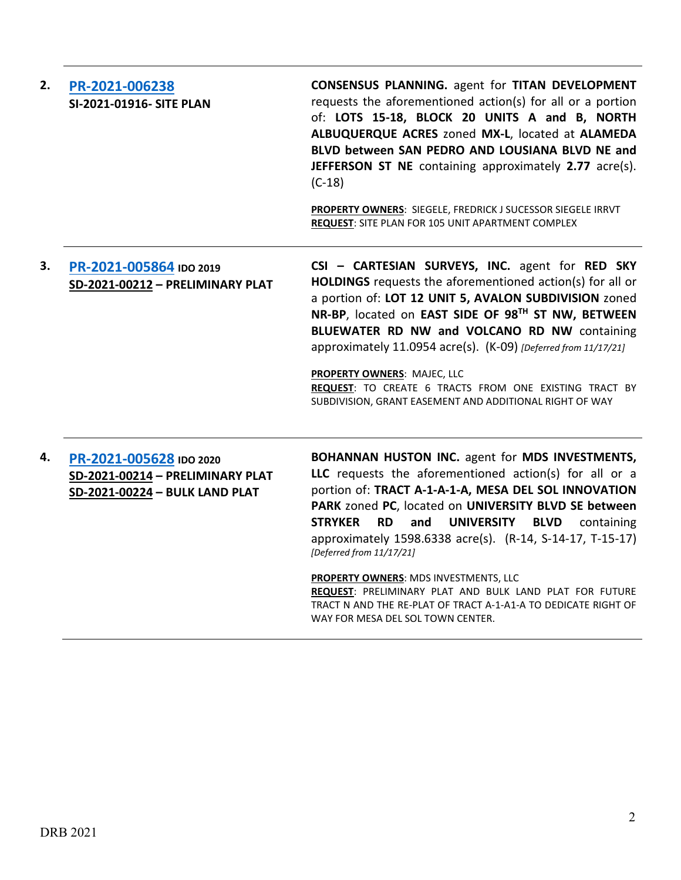**2.** **PR-2021-006238**
**SI-2021-01916- SITE PLAN**

**CONSENSUS PLANNING.** agent for **TITAN DEVELOPMENT** requests the aforementioned action(s) for all or a portion of: **LOTS 15-18, BLOCK 20 UNITS A and B, NORTH ALBUQUERQUE ACRES** zoned **MX-L**, located at **ALAMEDA BLVD between SAN PEDRO AND LOUSIANA BLVD NE and JEFFERSON ST NE** containing approximately **2.77** acre(s). (C-18)

**PROPERTY OWNERS**: SIEGELE, FREDRICK J SUCESSOR SIEGELE IRRVT
**REQUEST**: SITE PLAN FOR 105 UNIT APARTMENT COMPLEX

---

**3.** **PR-2021-005864** **IDO 2019**
**SD-2021-00212 – PRELIMINARY PLAT**

**CSI – CARTESIAN SURVEYS, INC.** agent for **RED SKY HOLDINGS** requests the aforementioned action(s) for all or a portion of: **LOT 12 UNIT 5, AVALON SUBDIVISION** zoned **NR-BP**, located on **EAST SIDE OF 98TH ST NW, BETWEEN BLUEWATER RD NW and VOLCANO RD NW** containing approximately 11.0954 acre(s). (K-09) *[Deferred from 11/17/21]*

**PROPERTY OWNERS**: MAJEC, LLC
**REQUEST**: TO CREATE 6 TRACTS FROM ONE EXISTING TRACT BY SUBDIVISION, GRANT EASEMENT AND ADDITIONAL RIGHT OF WAY

---

**4.** **PR-2021-005628** **IDO 2020**
**SD-2021-00214 – PRELIMINARY PLAT**
**SD-2021-00224 – BULK LAND PLAT**

**BOHANNAN HUSTON INC.** agent for **MDS INVESTMENTS, LLC** requests the aforementioned action(s) for all or a portion of: **TRACT A-1-A-1-A, MESA DEL SOL INNOVATION PARK** zoned **PC**, located on **UNIVERSITY BLVD SE between STRYKER RD and UNIVERSITY BLVD** containing approximately 1598.6338 acre(s). (R-14, S-14-17, T-15-17) *[Deferred from 11/17/21]*

**PROPERTY OWNERS**: MDS INVESTMENTS, LLC
**REQUEST**: PRELIMINARY PLAT AND BULK LAND PLAT FOR FUTURE TRACT N AND THE RE-PLAT OF TRACT A-1-A1-A TO DEDICATE RIGHT OF WAY FOR MESA DEL SOL TOWN CENTER.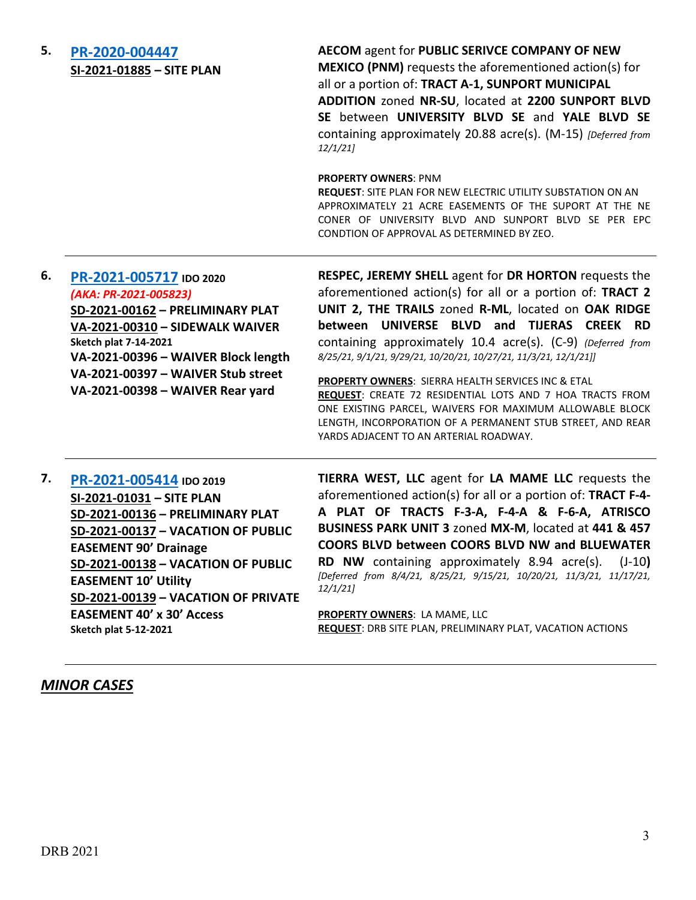5. **[PR-2020-004447](#)**
**SI-2021-01885 – SITE PLAN**

**AECOM** agent for **PUBLIC SERIVCE COMPANY OF NEW MEXICO (PNM)** requests the aforementioned action(s) for all or a portion of: **TRACT A-1, SUNPORT MUNICIPAL ADDITION** zoned **NR-SU**, located at **2200 SUNPORT BLVD SE** between **UNIVERSITY BLVD SE** and **YALE BLVD SE** containing approximately 20.88 acre(s). (M-15) *[Deferred from 12/1/21]*

**PROPERTY OWNERS**: PNM
**REQUEST**: SITE PLAN FOR NEW ELECTRIC UTILITY SUBSTATION ON AN APPROXIMATELY 21 ACRE EASEMENTS OF THE SUPORT AT THE NE CONER OF UNIVERSITY BLVD AND SUNPORT BLVD SE PER EPC CONDTION OF APPROVAL AS DETERMINED BY ZEO.

---

6. **[PR-2021-005717](#) IDO 2020**
*(AKA: PR-2021-005823)*
**SD-2021-00162 – PRELIMINARY PLAT**
**VA-2021-00310 – SIDEWALK WAIVER**
**Sketch plat 7-14-2021**
**VA-2021-00396 – WAIVER Block length**
**VA-2021-00397 – WAIVER Stub street**
**VA-2021-00398 – WAIVER Rear yard**

**RESPEC, JEREMY SHELL** agent for **DR HORTON** requests the aforementioned action(s) for all or a portion of: **TRACT 2 UNIT 2, THE TRAILS** zoned **R-ML**, located on **OAK RIDGE between UNIVERSE BLVD and TIJERAS CREEK RD** containing approximately 10.4 acre(s). (C-9) *(Deferred from 8/25/21, 9/1/21, 9/29/21, 10/20/21, 10/27/21, 11/3/21, 12/1/21]]*

**PROPERTY OWNERS**: SIERRA HEALTH SERVICES INC & ETAL
**REQUEST**: CREATE 72 RESIDENTIAL LOTS AND 7 HOA TRACTS FROM ONE EXISTING PARCEL, WAIVERS FOR MAXIMUM ALLOWABLE BLOCK LENGTH, INCORPORATION OF A PERMANENT STUB STREET, AND REAR YARDS ADJACENT TO AN ARTERIAL ROADWAY.

---

7. **[PR-2021-005414](#) IDO 2019**
**SI-2021-01031 – SITE PLAN**
**SD-2021-00136 – PRELIMINARY PLAT**
**SD-2021-00137 – VACATION OF PUBLIC EASEMENT 90' Drainage**
**SD-2021-00138 – VACATION OF PUBLIC EASEMENT 10' Utility**
**SD-2021-00139 – VACATION OF PRIVATE EASEMENT 40' x 30' Access**
**Sketch plat 5-12-2021**

**TIERRA WEST, LLC** agent for **LA MAME LLC** requests the aforementioned action(s) for all or a portion of: **TRACT F-4-A PLAT OF TRACTS F-3-A, F-4-A & F-6-A, ATRISCO BUSINESS PARK UNIT 3** zoned **MX-M**, located at **441 & 457 COORS BLVD between COORS BLVD NW and BLUEWATER RD NW** containing approximately 8.94 acre(s). (J-10**)** *[Deferred from 8/4/21, 8/25/21, 9/15/21, 10/20/21, 11/3/21, 11/17/21, 12/1/21]*

**PROPERTY OWNERS**: LA MAME, LLC
**REQUEST**: DRB SITE PLAN, PRELIMINARY PLAT, VACATION ACTIONS

---

## ***MINOR CASES***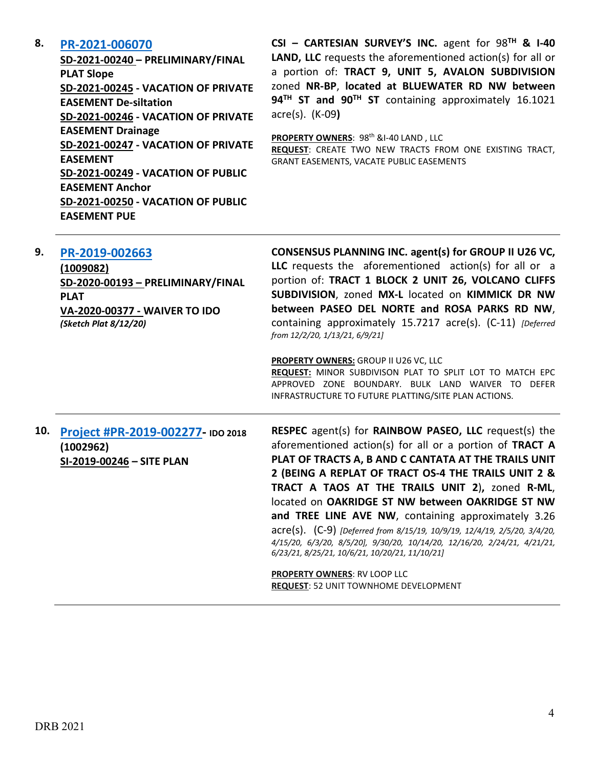| | | |
|---|---|---|
| **8.** | **PR-2021-006070**<br>**SD-2021-00240 – PRELIMINARY/FINAL PLAT Slope**<br>**SD-2021-00245 - VACATION OF PRIVATE EASEMENT De-siltation**<br>**SD-2021-00246 - VACATION OF PRIVATE EASEMENT Drainage**<br>**SD-2021-00247 - VACATION OF PRIVATE EASEMENT**<br>**SD-2021-00249 - VACATION OF PUBLIC EASEMENT Anchor**<br>**SD-2021-00250 - VACATION OF PUBLIC EASEMENT PUE** | **CSI – CARTESIAN SURVEY'S INC.** agent for **98TH & I-40 LAND, LLC** requests the aforementioned action(s) for all or a portion of: **TRACT 9, UNIT 5, AVALON SUBDIVISION** zoned **NR-BP**, **located at BLUEWATER RD NW between 94TH ST and 90TH ST** containing approximately 16.1021 acre(s). (K-09**)**<br><br>**PROPERTY OWNERS**: 98th &I-40 LAND , LLC<br>**REQUEST**: CREATE TWO NEW TRACTS FROM ONE EXISTING TRACT, GRANT EASEMENTS, VACATE PUBLIC EASEMENTS |
| **9.** | **PR-2019-002663**<br>**(1009082)**<br>**SD-2020-00193 – PRELIMINARY/FINAL PLAT**<br>**VA-2020-00377 - WAIVER TO IDO**<br>***(Sketch Plat 8/12/20)*** | **CONSENSUS PLANNING INC. agent(s) for GROUP II U26 VC, LLC** requests the aforementioned action(s) for all or a portion of: **TRACT 1 BLOCK 2 UNIT 26, VOLCANO CLIFFS SUBDIVISION**, zoned **MX-L** located on **KIMMICK DR NW between PASEO DEL NORTE and ROSA PARKS RD NW**, containing approximately 15.7217 acre(s). (C-11) *[Deferred from 12/2/20, 1/13/21, 6/9/21]*<br><br>**PROPERTY OWNERS:** GROUP II U26 VC, LLC<br>**REQUEST:** MINOR SUBDIVISON PLAT TO SPLIT LOT TO MATCH EPC APPROVED ZONE BOUNDARY. BULK LAND WAIVER TO DEFER INFRASTRUCTURE TO FUTURE PLATTING/SITE PLAN ACTIONS. |
| **10.** | **Project #PR-2019-002277- IDO 2018**<br>**(1002962)**<br>**SI-2019-00246 – SITE PLAN** | **RESPEC** agent(s) for **RAINBOW PASEO, LLC** request(s) the aforementioned action(s) for all or a portion of **TRACT A PLAT OF TRACTS A, B AND C CANTATA AT THE TRAILS UNIT 2 (BEING A REPLAT OF TRACT OS-4 THE TRAILS UNIT 2 & TRACT A TAOS AT THE TRAILS UNIT 2),** zoned **R-ML**, located on **OAKRIDGE ST NW between OAKRIDGE ST NW and TREE LINE AVE NW**, containing approximately 3.26 acre(s). (C-9) *[Deferred from 8/15/19, 10/9/19, 12/4/19, 2/5/20, 3/4/20, 4/15/20, 6/3/20, 8/5/20], 9/30/20, 10/14/20, 12/16/20, 2/24/21, 4/21/21, 6/23/21, 8/25/21, 10/6/21, 10/20/21, 11/10/21]*<br><br>**PROPERTY OWNERS**: RV LOOP LLC<br>**REQUEST**: 52 UNIT TOWNHOME DEVELOPMENT |

DRB 2021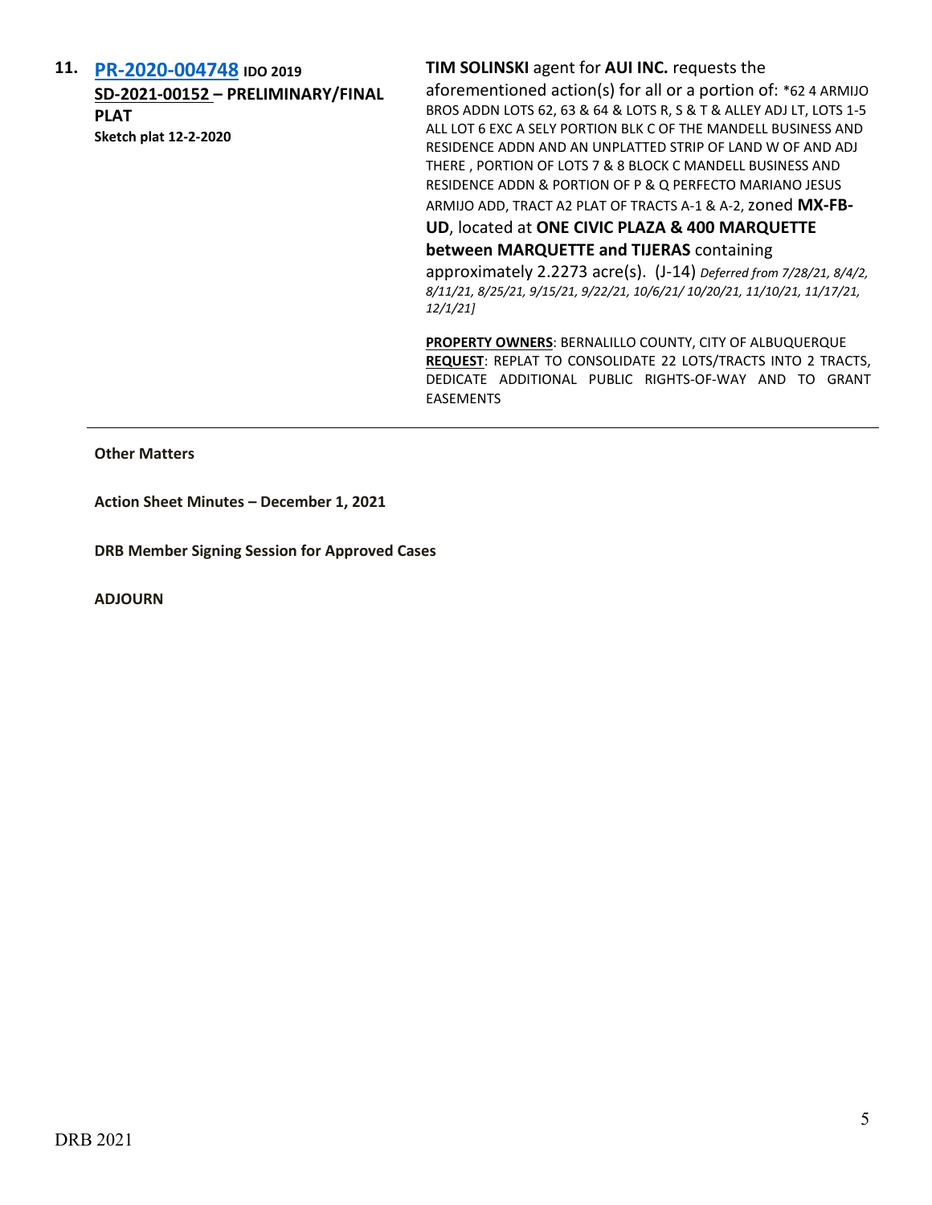| | |
|---|---|
| **11.** **PR-2020-004748** **IDO 2019**<br>**SD-2021-00152 – PRELIMINARY/FINAL PLAT**<br>**Sketch plat 12-2-2020** | **TIM SOLINSKI** agent for **AUI INC.** requests the aforementioned action(s) for all or a portion of: *62 4 ARMIJO BROS ADDN LOTS 62, 63 & 64 & LOTS R, S & T & ALLEY ADJ LT, LOTS 1-5 ALL LOT 6 EXC A SELY PORTION BLK C OF THE MANDELL BUSINESS AND RESIDENCE ADDN AND AN UNPLATTED STRIP OF LAND W OF AND ADJ THERE , PORTION OF LOTS 7 & 8 BLOCK C MANDELL BUSINESS AND RESIDENCE ADDN & PORTION OF P & Q PERFECTO MARIANO JESUS ARMIJO ADD, TRACT A2 PLAT OF TRACTS A-1 & A-2, zoned **MX-FB-UD**, located at **ONE CIVIC PLAZA & 400 MARQUETTE between MARQUETTE and TIJERAS** containing approximately 2.2273 acre(s). (J-14) *Deferred from 7/28/21, 8/4/2, 8/11/21, 8/25/21, 9/15/21, 9/22/21, 10/6/21/ 10/20/21, 11/10/21, 11/17/21, 12/1/21]*<br><br>**PROPERTY OWNERS**: BERNALILLO COUNTY, CITY OF ALBUQUERQUE<br>**REQUEST**: REPLAT TO CONSOLIDATE 22 LOTS/TRACTS INTO 2 TRACTS, DEDICATE ADDITIONAL PUBLIC RIGHTS-OF-WAY AND TO GRANT EASEMENTS |

**Other Matters**

**Action Sheet Minutes – December 1, 2021**

**DRB Member Signing Session for Approved Cases**

**ADJOURN**